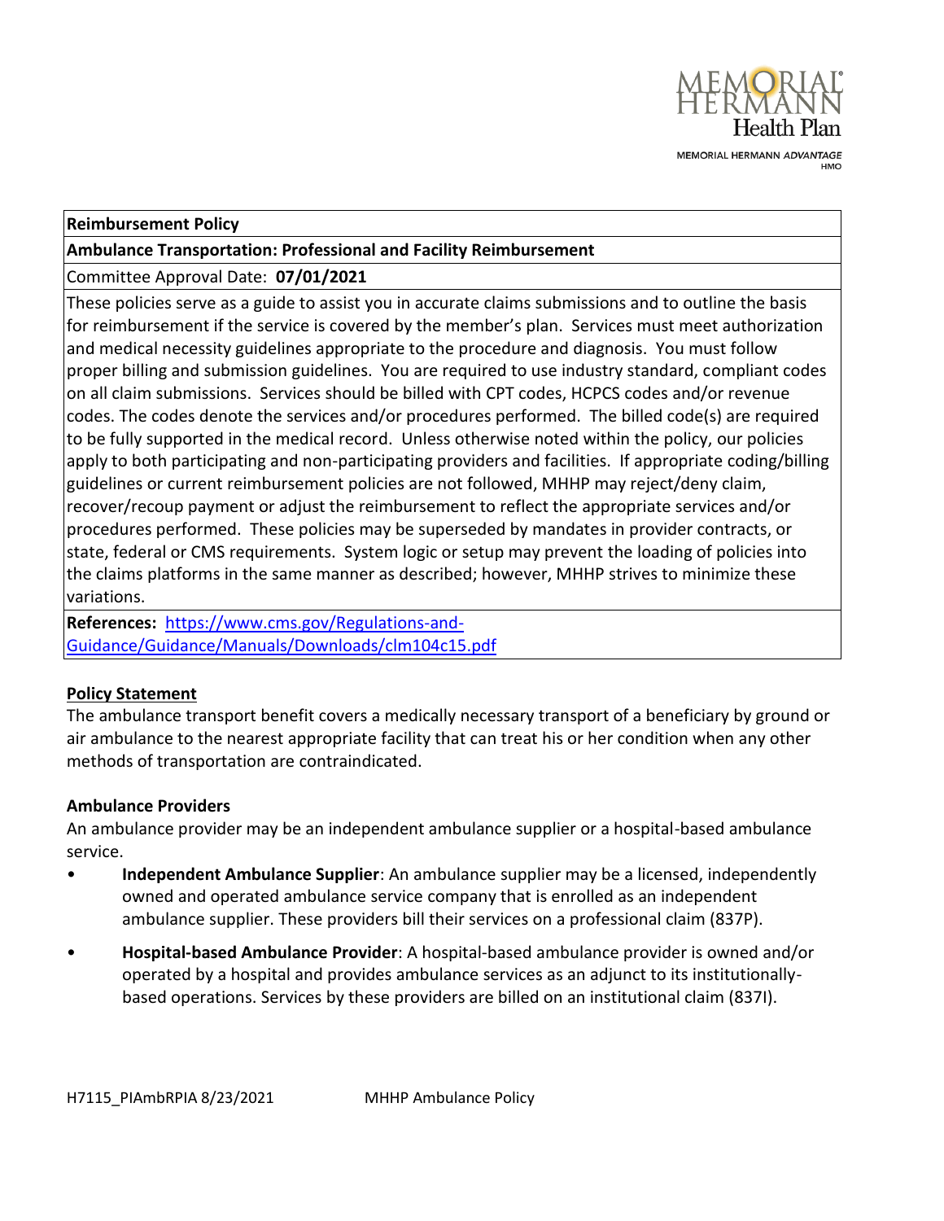Memorial Hermann Health Plan

MEMORIAL HERMANN *ADVANTAGE* HMO

| **Reimbursement Policy** |
|---|
| **Ambulance Transportation: Professional and Facility Reimbursement** |
| Committee Approval Date: **07/01/2021** |
| These policies serve as a guide to assist you in accurate claims submissions and to outline the basis for reimbursement if the service is covered by the member's plan. Services must meet authorization and medical necessity guidelines appropriate to the procedure and diagnosis. You must follow proper billing and submission guidelines. You are required to use industry standard, compliant codes on all claim submissions. Services should be billed with CPT codes, HCPCS codes and/or revenue codes. The codes denote the services and/or procedures performed. The billed code(s) are required to be fully supported in the medical record. Unless otherwise noted within the policy, our policies apply to both participating and non-participating providers and facilities. If appropriate coding/billing guidelines or current reimbursement policies are not followed, MHHP may reject/deny claim, recover/recoup payment or adjust the reimbursement to reflect the appropriate services and/or procedures performed. These policies may be superseded by mandates in provider contracts, or state, federal or CMS requirements. System logic or setup may prevent the loading of policies into the claims platforms in the same manner as described; however, MHHP strives to minimize these variations. |
| **References:** https://www.cms.gov/Regulations-and-Guidance/Guidance/Manuals/Downloads/clm104c15.pdf |

## Policy Statement

The ambulance transport benefit covers a medically necessary transport of a beneficiary by ground or air ambulance to the nearest appropriate facility that can treat his or her condition when any other methods of transportation are contraindicated.

### Ambulance Providers

An ambulance provider may be an independent ambulance supplier or a hospital-based ambulance service.

- **Independent Ambulance Supplier**: An ambulance supplier may be a licensed, independently owned and operated ambulance service company that is enrolled as an independent ambulance supplier. These providers bill their services on a professional claim (837P).
- **Hospital-based Ambulance Provider**: A hospital-based ambulance provider is owned and/or operated by a hospital and provides ambulance services as an adjunct to its institutionally-based operations. Services by these providers are billed on an institutional claim (837I).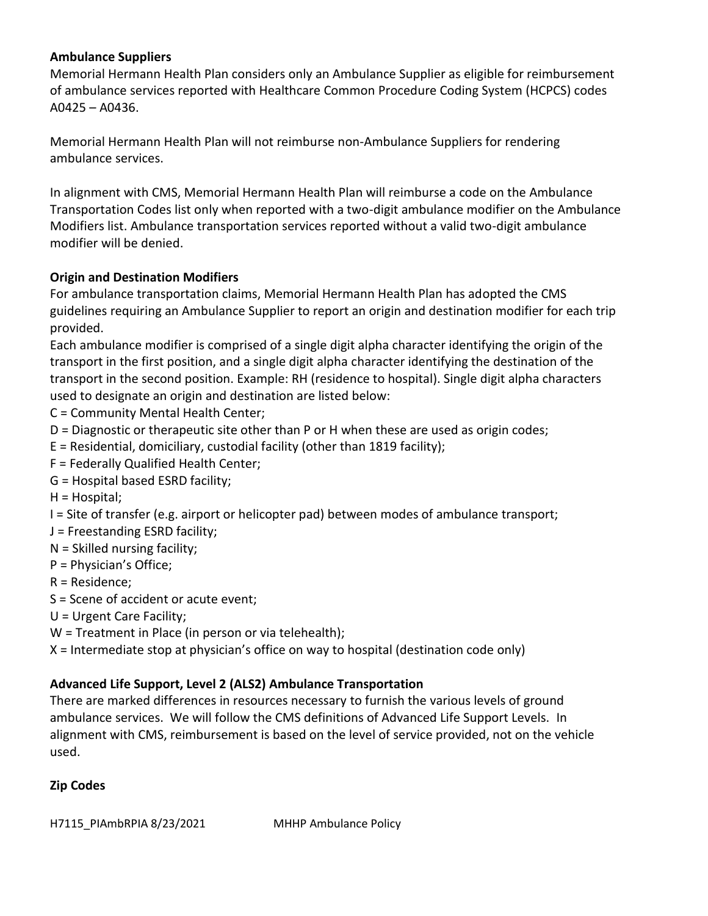**Ambulance Suppliers**

Memorial Hermann Health Plan considers only an Ambulance Supplier as eligible for reimbursement of ambulance services reported with Healthcare Common Procedure Coding System (HCPCS) codes A0425 – A0436.

Memorial Hermann Health Plan will not reimburse non-Ambulance Suppliers for rendering ambulance services.

In alignment with CMS, Memorial Hermann Health Plan will reimburse a code on the Ambulance Transportation Codes list only when reported with a two-digit ambulance modifier on the Ambulance Modifiers list. Ambulance transportation services reported without a valid two-digit ambulance modifier will be denied.

**Origin and Destination Modifiers**

For ambulance transportation claims, Memorial Hermann Health Plan has adopted the CMS guidelines requiring an Ambulance Supplier to report an origin and destination modifier for each trip provided.

Each ambulance modifier is comprised of a single digit alpha character identifying the origin of the transport in the first position, and a single digit alpha character identifying the destination of the transport in the second position. Example: RH (residence to hospital). Single digit alpha characters used to designate an origin and destination are listed below:

C = Community Mental Health Center;
D = Diagnostic or therapeutic site other than P or H when these are used as origin codes;
E = Residential, domiciliary, custodial facility (other than 1819 facility);
F = Federally Qualified Health Center;
G = Hospital based ESRD facility;
H = Hospital;
I = Site of transfer (e.g. airport or helicopter pad) between modes of ambulance transport;
J = Freestanding ESRD facility;
N = Skilled nursing facility;
P = Physician's Office;
R = Residence;
S = Scene of accident or acute event;
U = Urgent Care Facility;
W = Treatment in Place (in person or via telehealth);
X = Intermediate stop at physician's office on way to hospital (destination code only)

**Advanced Life Support, Level 2 (ALS2) Ambulance Transportation**

There are marked differences in resources necessary to furnish the various levels of ground ambulance services. We will follow the CMS definitions of Advanced Life Support Levels. In alignment with CMS, reimbursement is based on the level of service provided, not on the vehicle used.

**Zip Codes**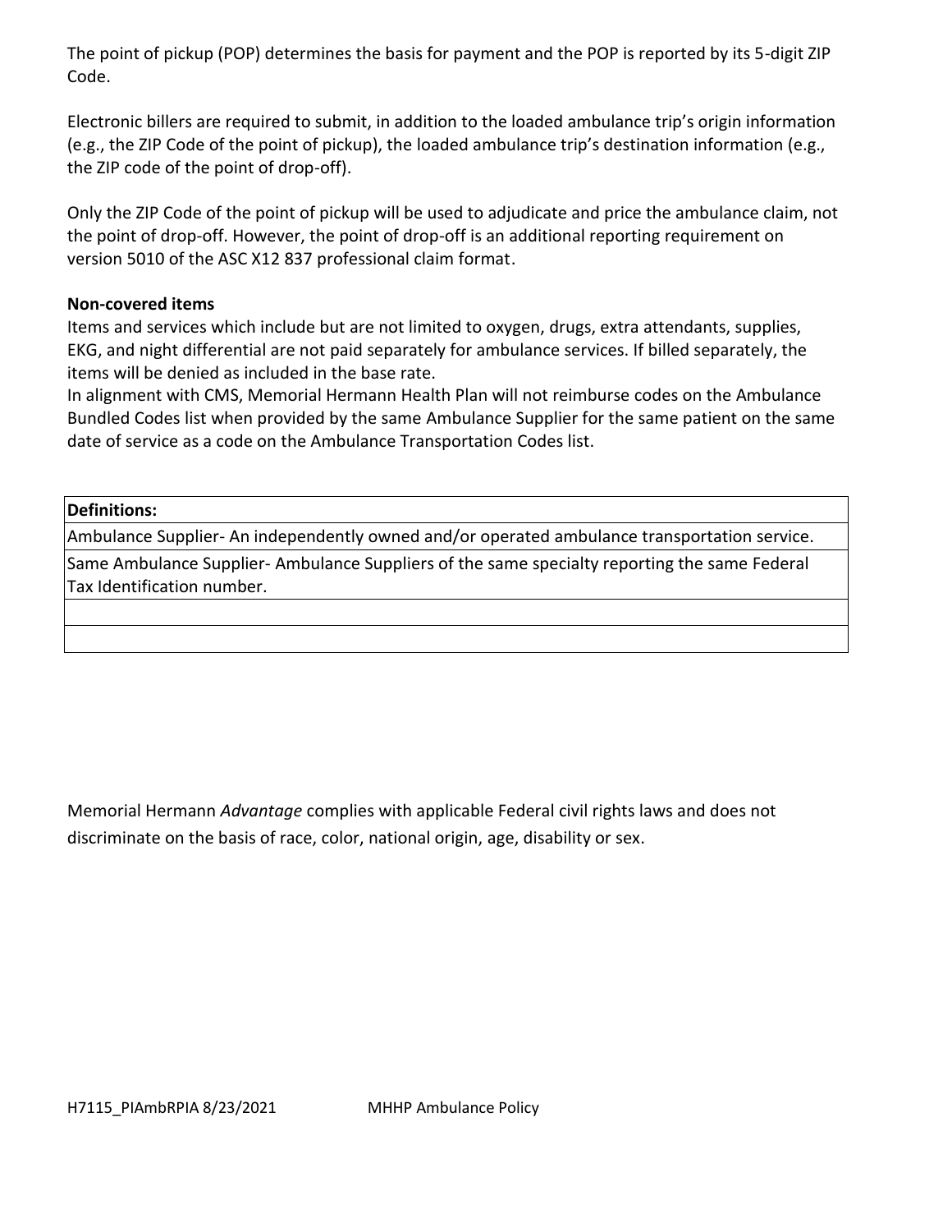The point of pickup (POP) determines the basis for payment and the POP is reported by its 5-digit ZIP Code.

Electronic billers are required to submit, in addition to the loaded ambulance trip's origin information (e.g., the ZIP Code of the point of pickup), the loaded ambulance trip's destination information (e.g., the ZIP code of the point of drop-off).

Only the ZIP Code of the point of pickup will be used to adjudicate and price the ambulance claim, not the point of drop-off. However, the point of drop-off is an additional reporting requirement on version 5010 of the ASC X12 837 professional claim format.

**Non-covered items**

Items and services which include but are not limited to oxygen, drugs, extra attendants, supplies, EKG, and night differential are not paid separately for ambulance services. If billed separately, the items will be denied as included in the base rate.

In alignment with CMS, Memorial Hermann Health Plan will not reimburse codes on the Ambulance Bundled Codes list when provided by the same Ambulance Supplier for the same patient on the same date of service as a code on the Ambulance Transportation Codes list.

| **Definitions:** |
|---|
| Ambulance Supplier- An independently owned and/or operated ambulance transportation service. |
| Same Ambulance Supplier- Ambulance Suppliers of the same specialty reporting the same Federal Tax Identification number. |
| |
| |

Memorial Hermann *Advantage* complies with applicable Federal civil rights laws and does not discriminate on the basis of race, color, national origin, age, disability or sex.

H7115_PIAmbRPIA 8/23/2021 MHHP Ambulance Policy